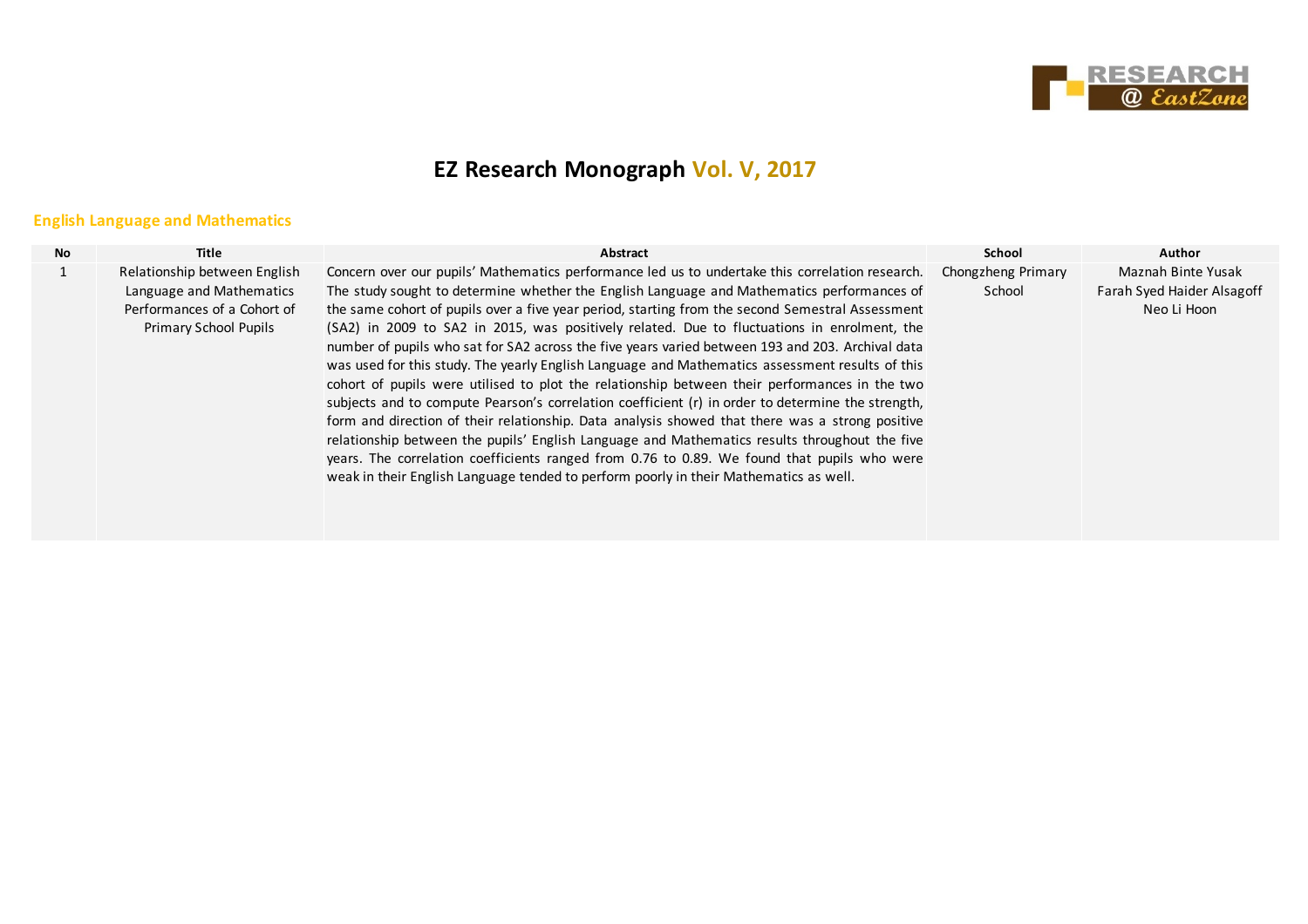# EZ Research Monograph Vol. V, 2017

## English Language and Mathematics

| No | Title | Abstract | School | Author |
|---|---|---|---|---|
| 1 | Relationship between English Language and Mathematics Performances of a Cohort of Primary School Pupils | Concern over our pupils' Mathematics performance led us to undertake this correlation research. The study sought to determine whether the English Language and Mathematics performances of the same cohort of pupils over a five year period, starting from the second Semestral Assessment (SA2) in 2009 to SA2 in 2015, was positively related. Due to fluctuations in enrolment, the number of pupils who sat for SA2 across the five years varied between 193 and 203. Archival data was used for this study. The yearly English Language and Mathematics assessment results of this cohort of pupils were utilised to plot the relationship between their performances in the two subjects and to compute Pearson's correlation coefficient (r) in order to determine the strength, form and direction of their relationship. Data analysis showed that there was a strong positive relationship between the pupils' English Language and Mathematics results throughout the five years. The correlation coefficients ranged from 0.76 to 0.89. We found that pupils who were weak in their English Language tended to perform poorly in their Mathematics as well. | Chongzheng Primary School | Maznah Binte Yusak<br>Farah Syed Haider Alsagoff<br>Neo Li Hoon |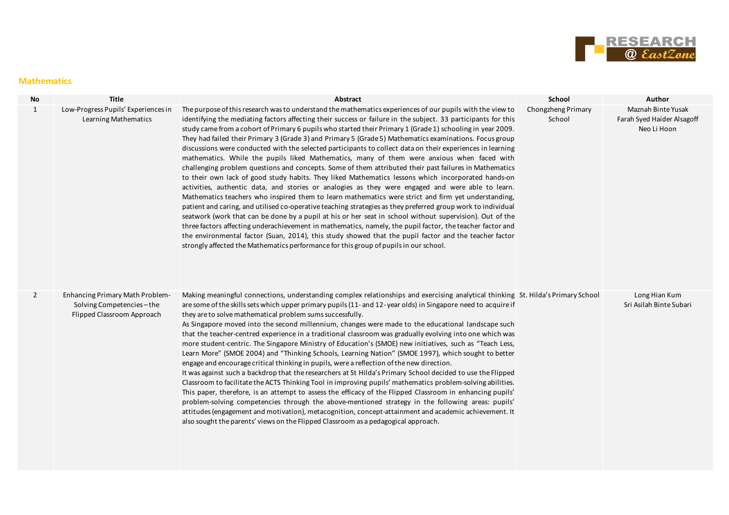## Mathematics

| No | Title | Abstract | School | Author |
|---|---|---|---|---|
| 1 | Low-Progress Pupils' Experiences in Learning Mathematics | The purpose of this research was to understand the mathematics experiences of our pupils with the view to identifying the mediating factors affecting their success or failure in the subject. 33 participants for this study came from a cohort of Primary 6 pupils who started their Primary 1 (Grade 1) schooling in year 2009. They had failed their Primary 3 (Grade 3) and Primary 5 (Grade 5) Mathematics examinations. Focus group discussions were conducted with the selected participants to collect data on their experiences in learning mathematics. While the pupils liked Mathematics, many of them were anxious when faced with challenging problem questions and concepts. Some of them attributed their past failures in Mathematics to their own lack of good study habits. They liked Mathematics lessons which incorporated hands-on activities, authentic data, and stories or analogies as they were engaged and were able to learn. Mathematics teachers who inspired them to learn mathematics were strict and firm yet understanding, patient and caring, and utilised co-operative teaching strategies as they preferred group work to individual seatwork (work that can be done by a pupil at his or her seat in school without supervision). Out of the three factors affecting underachievement in mathematics, namely, the pupil factor, the teacher factor and the environmental factor (Suan, 2014), this study showed that the pupil factor and the teacher factor strongly affected the Mathematics performance for this group of pupils in our school. | Chongzheng Primary School | Maznah Binte Yusak<br>Farah Syed Haider Alsagoff<br>Neo Li Hoon |
| 2 | Enhancing Primary Math Problem-Solving Competencies – the Flipped Classroom Approach | Making meaningful connections, understanding complex relationships and exercising analytical thinking are some of the skills sets which upper primary pupils (11- and 12- year olds) in Singapore need to acquire if they are to solve mathematical problem sums successfully.<br>As Singapore moved into the second millennium, changes were made to the educational landscape such that the teacher-centred experience in a traditional classroom was gradually evolving into one which was more student-centric. The Singapore Ministry of Education's (SMOE) new initiatives, such as "Teach Less, Learn More" (SMOE 2004) and "Thinking Schools, Learning Nation" (SMOE 1997), which sought to better engage and encourage critical thinking in pupils, were a reflection of the new direction.<br>It was against such a backdrop that the researchers at St Hilda's Primary School decided to use the Flipped Classroom to facilitate the ACTS Thinking Tool in improving pupils' mathematics problem-solving abilities. This paper, therefore, is an attempt to assess the efficacy of the Flipped Classroom in enhancing pupils' problem-solving competencies through the above-mentioned strategy in the following areas: pupils' attitudes (engagement and motivation), metacognition, concept-attainment and academic achievement. It also sought the parents' views on the Flipped Classroom as a pedagogical approach. | St. Hilda's Primary School | Long Hian Kum<br>Sri Asilah Binte Subari |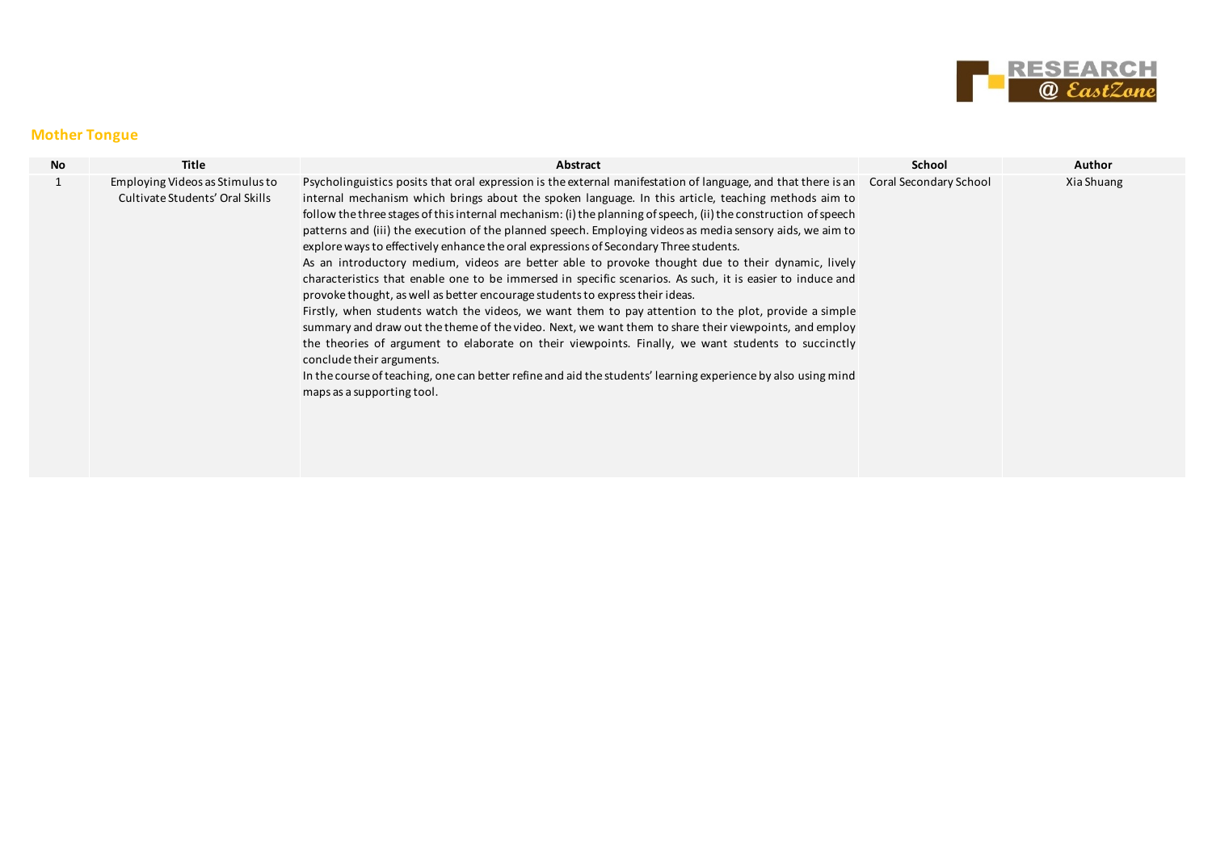## Mother Tongue

| No | Title | Abstract | School | Author |
|---|---|---|---|---|
| 1 | Employing Videos as Stimulus to Cultivate Students' Oral Skills | Psycholinguistics posits that oral expression is the external manifestation of language, and that there is an internal mechanism which brings about the spoken language. In this article, teaching methods aim to follow the three stages of this internal mechanism: (i) the planning of speech, (ii) the construction of speech patterns and (iii) the execution of the planned speech. Employing videos as media sensory aids, we aim to explore ways to effectively enhance the oral expressions of Secondary Three students.<br>As an introductory medium, videos are better able to provoke thought due to their dynamic, lively characteristics that enable one to be immersed in specific scenarios. As such, it is easier to induce and provoke thought, as well as better encourage students to express their ideas.<br>Firstly, when students watch the videos, we want them to pay attention to the plot, provide a simple summary and draw out the theme of the video. Next, we want them to share their viewpoints, and employ the theories of argument to elaborate on their viewpoints. Finally, we want students to succinctly conclude their arguments.<br>In the course of teaching, one can better refine and aid the students' learning experience by also using mind maps as a supporting tool. | Coral Secondary School | Xia Shuang |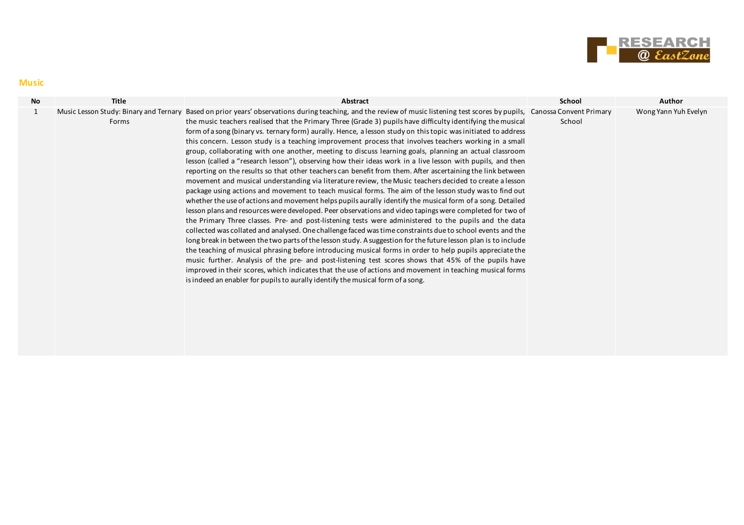## Music

| No | Title | Abstract | School | Author |
|---|---|---|---|---|
| 1 | Music Lesson Study: Binary and Ternary Forms | Based on prior years' observations during teaching, and the review of music listening test scores by pupils, the music teachers realised that the Primary Three (Grade 3) pupils have difficulty identifying the musical form of a song (binary vs. ternary form) aurally. Hence, a lesson study on this topic was initiated to address this concern. Lesson study is a teaching improvement process that involves teachers working in a small group, collaborating with one another, meeting to discuss learning goals, planning an actual classroom lesson (called a "research lesson"), observing how their ideas work in a live lesson with pupils, and then reporting on the results so that other teachers can benefit from them. After ascertaining the link between movement and musical understanding via literature review, the Music teachers decided to create a lesson package using actions and movement to teach musical forms. The aim of the lesson study was to find out whether the use of actions and movement helps pupils aurally identify the musical form of a song. Detailed lesson plans and resources were developed. Peer observations and video tapings were completed for two of the Primary Three classes. Pre- and post-listening tests were administered to the pupils and the data collected was collated and analysed. One challenge faced was time constraints due to school events and the long break in between the two parts of the lesson study. A suggestion for the future lesson plan is to include the teaching of musical phrasing before introducing musical forms in order to help pupils appreciate the music further. Analysis of the pre- and post-listening test scores shows that 45% of the pupils have improved in their scores, which indicates that the use of actions and movement in teaching musical forms is indeed an enabler for pupils to aurally identify the musical form of a song. | Canossa Convent Primary School | Wong Yann Yuh Evelyn |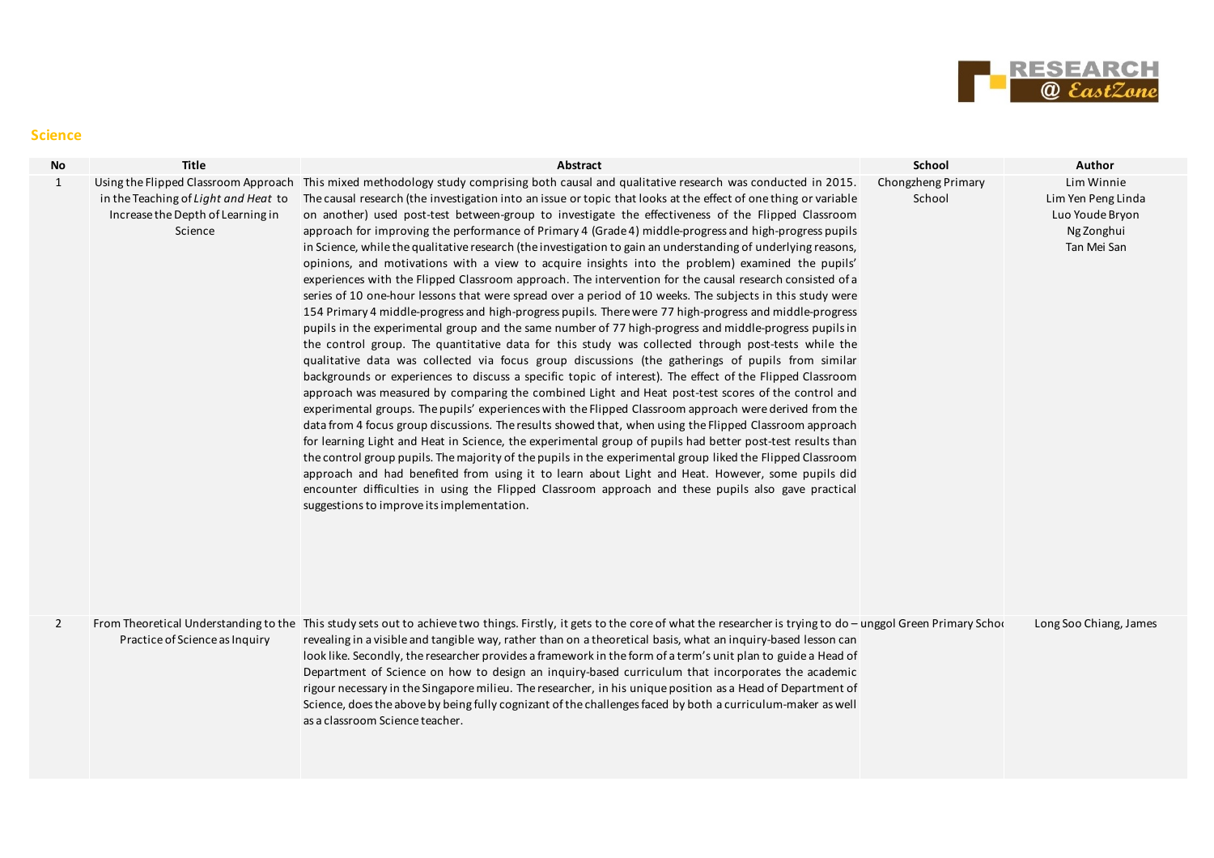## Science

| No | Title | Abstract | School | Author |
|---|---|---|---|---|
| 1 | Using the Flipped Classroom Approach in the Teaching of *Light and Heat* to Increase the Depth of Learning in Science | This mixed methodology study comprising both causal and qualitative research was conducted in 2015. The causal research (the investigation into an issue or topic that looks at the effect of one thing or variable on another) used post-test between-group to investigate the effectiveness of the Flipped Classroom approach for improving the performance of Primary 4 (Grade 4) middle-progress and high-progress pupils in Science, while the qualitative research (the investigation to gain an understanding of underlying reasons, opinions, and motivations with a view to acquire insights into the problem) examined the pupils' experiences with the Flipped Classroom approach. The intervention for the causal research consisted of a series of 10 one-hour lessons that were spread over a period of 10 weeks. The subjects in this study were 154 Primary 4 middle-progress and high-progress pupils. There were 77 high-progress and middle-progress pupils in the experimental group and the same number of 77 high-progress and middle-progress pupils in the control group. The quantitative data for this study was collected through post-tests while the qualitative data was collected via focus group discussions (the gatherings of pupils from similar backgrounds or experiences to discuss a specific topic of interest). The effect of the Flipped Classroom approach was measured by comparing the combined Light and Heat post-test scores of the control and experimental groups. The pupils' experiences with the Flipped Classroom approach were derived from the data from 4 focus group discussions. The results showed that, when using the Flipped Classroom approach for learning Light and Heat in Science, the experimental group of pupils had better post-test results than the control group pupils. The majority of the pupils in the experimental group liked the Flipped Classroom approach and had benefited from using it to learn about Light and Heat. However, some pupils did encounter difficulties in using the Flipped Classroom approach and these pupils also gave practical suggestions to improve its implementation. | Chongzheng Primary School | Lim Winnie<br>Lim Yen Peng Linda<br>Luo Youde Bryon<br>Ng Zonghui<br>Tan Mei San |
| 2 | From Theoretical Understanding to the Practice of Science as Inquiry | This study sets out to achieve two things. Firstly, it gets to the core of what the researcher is trying to do – revealing in a visible and tangible way, rather than on a theoretical basis, what an inquiry-based lesson can look like. Secondly, the researcher provides a framework in the form of a term's unit plan to guide a Head of Department of Science on how to design an inquiry-based curriculum that incorporates the academic rigour necessary in the Singapore milieu. The researcher, in his unique position as a Head of Department of Science, does the above by being fully cognizant of the challenges faced by both a curriculum-maker as well as a classroom Science teacher. | Punggol Green Primary School | Long Soo Chiang, James |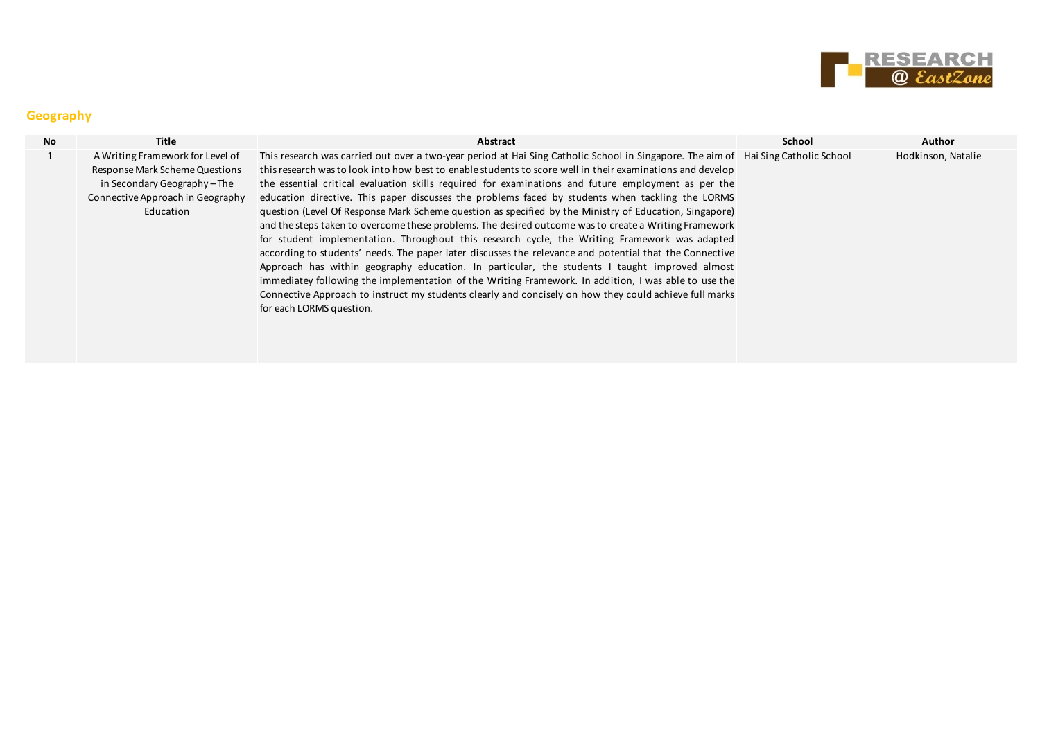## Geography

| No | Title | Abstract | School | Author |
|---|---|---|---|---|
| 1 | A Writing Framework for Level of Response Mark Scheme Questions in Secondary Geography – The Connective Approach in Geography Education | This research was carried out over a two-year period at Hai Sing Catholic School in Singapore. The aim of this research was to look into how best to enable students to score well in their examinations and develop the essential critical evaluation skills required for examinations and future employment as per the education directive. This paper discusses the problems faced by students when tackling the LORMS question (Level Of Response Mark Scheme question as specified by the Ministry of Education, Singapore) and the steps taken to overcome these problems. The desired outcome was to create a Writing Framework for student implementation. Throughout this research cycle, the Writing Framework was adapted according to students' needs. The paper later discusses the relevance and potential that the Connective Approach has within geography education. In particular, the students I taught improved almost immediatey following the implementation of the Writing Framework. In addition, I was able to use the Connective Approach to instruct my students clearly and concisely on how they could achieve full marks for each LORMS question. | Hai Sing Catholic School | Hodkinson, Natalie |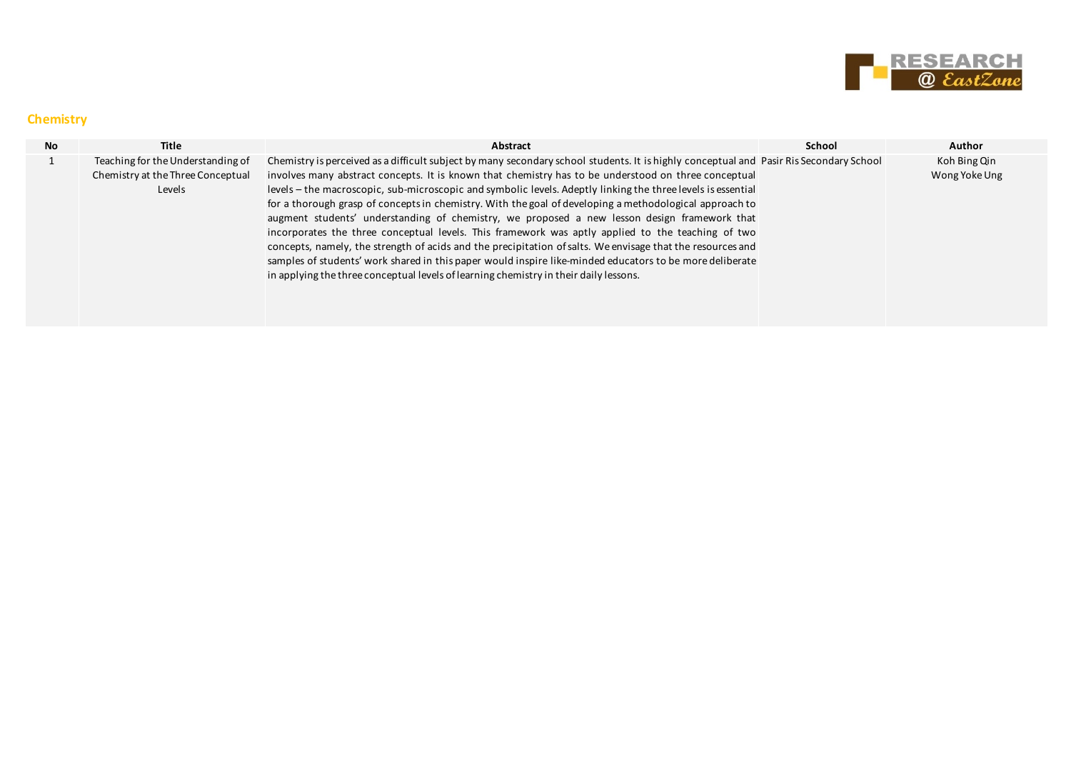## Chemistry

| No | Title | Abstract | School | Author |
|---|---|---|---|---|
| 1 | Teaching for the Understanding of Chemistry at the Three Conceptual Levels | Chemistry is perceived as a difficult subject by many secondary school students. It is highly conceptual and involves many abstract concepts. It is known that chemistry has to be understood on three conceptual levels – the macroscopic, sub-microscopic and symbolic levels. Adeptly linking the three levels is essential for a thorough grasp of concepts in chemistry. With the goal of developing a methodological approach to augment students' understanding of chemistry, we proposed a new lesson design framework that incorporates the three conceptual levels. This framework was aptly applied to the teaching of two concepts, namely, the strength of acids and the precipitation of salts. We envisage that the resources and samples of students' work shared in this paper would inspire like-minded educators to be more deliberate in applying the three conceptual levels of learning chemistry in their daily lessons. | Pasir Ris Secondary School | Koh Bing Qin<br>Wong Yoke Ung |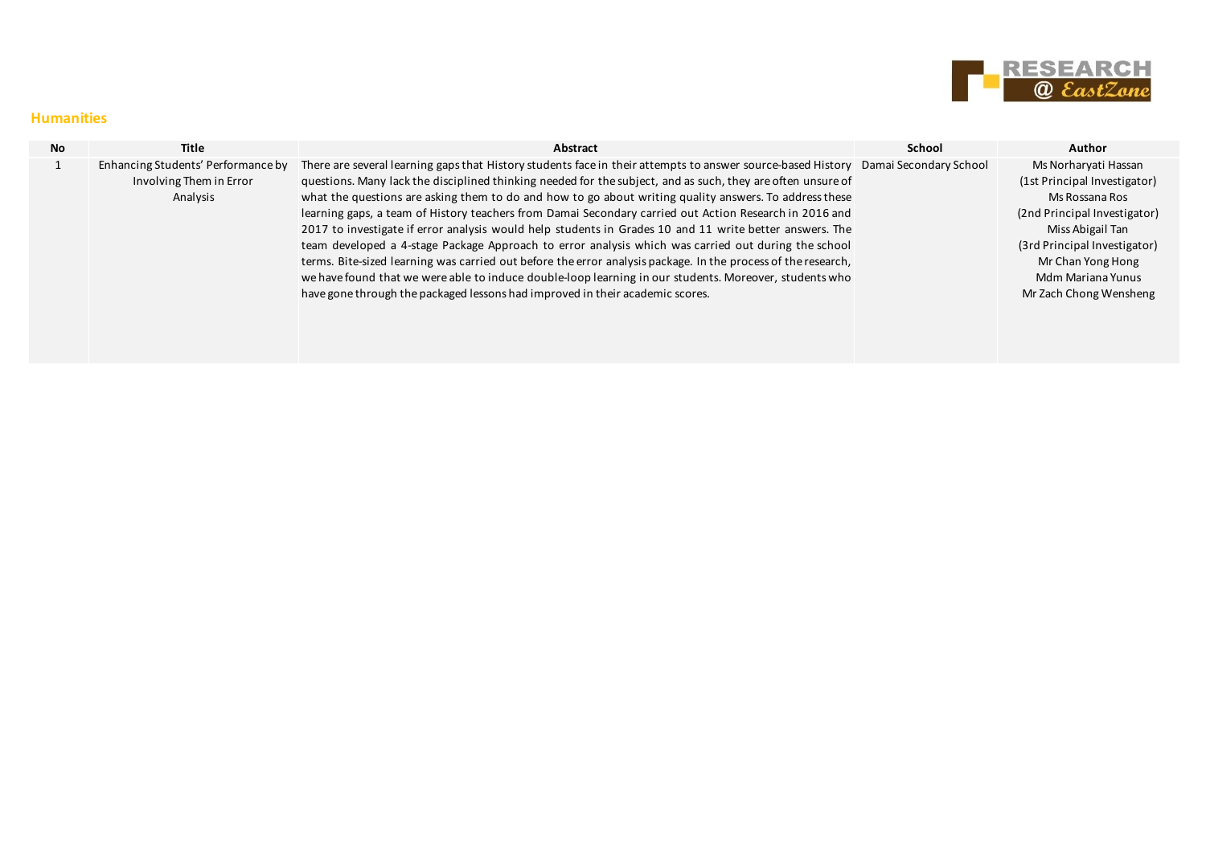## Humanities

| No | Title | Abstract | School | Author |
|---|---|---|---|---|
| 1 | Enhancing Students' Performance by Involving Them in Error Analysis | There are several learning gaps that History students face in their attempts to answer source-based History questions. Many lack the disciplined thinking needed for the subject, and as such, they are often unsure of what the questions are asking them to do and how to go about writing quality answers. To address these learning gaps, a team of History teachers from Damai Secondary carried out Action Research in 2016 and 2017 to investigate if error analysis would help students in Grades 10 and 11 write better answers. The team developed a 4-stage Package Approach to error analysis which was carried out during the school terms. Bite-sized learning was carried out before the error analysis package. In the process of the research, we have found that we were able to induce double-loop learning in our students. Moreover, students who have gone through the packaged lessons had improved in their academic scores. | Damai Secondary School | Ms Norharyati Hassan (1st Principal Investigator) Ms Rossana Ros (2nd Principal Investigator) Miss Abigail Tan (3rd Principal Investigator) Mr Chan Yong Hong Mdm Mariana Yunus Mr Zach Chong Wensheng |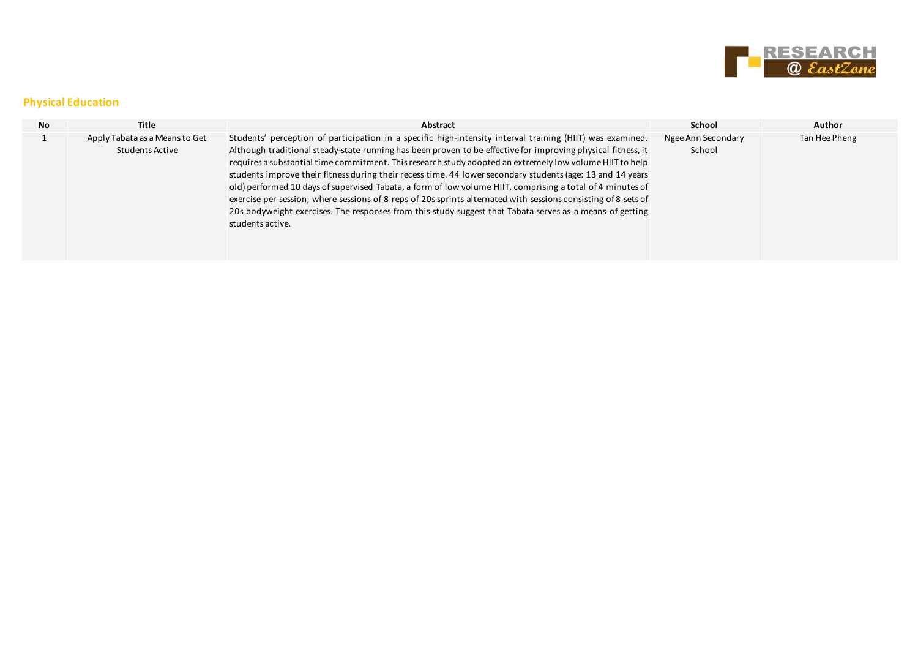## Physical Education

| No | Title | Abstract | School | Author |
|---|---|---|---|---|
| 1 | Apply Tabata as a Means to Get Students Active | Students' perception of participation in a specific high-intensity interval training (HIIT) was examined. Although traditional steady-state running has been proven to be effective for improving physical fitness, it requires a substantial time commitment. This research study adopted an extremely low volume HIIT to help students improve their fitness during their recess time. 44 lower secondary students (age: 13 and 14 years old) performed 10 days of supervised Tabata, a form of low volume HIIT, comprising a total of 4 minutes of exercise per session, where sessions of 8 reps of 20s sprints alternated with sessions consisting of 8 sets of 20s bodyweight exercises. The responses from this study suggest that Tabata serves as a means of getting students active. | Ngee Ann Secondary School | Tan Hee Pheng |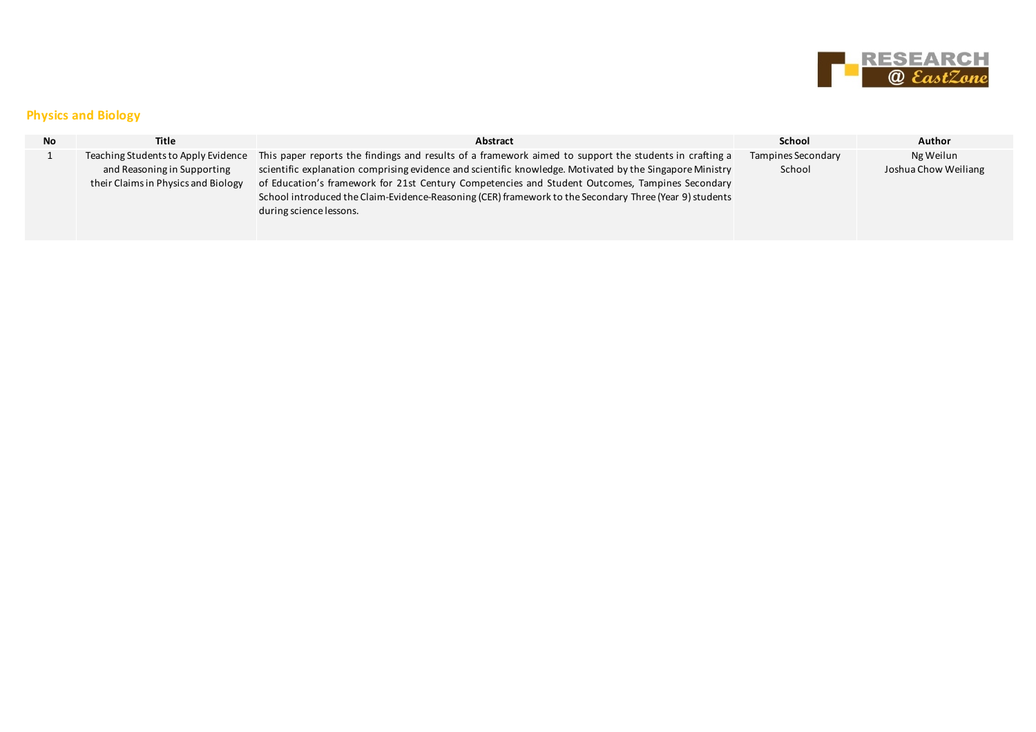## Physics and Biology

| No | Title | Abstract | School | Author |
|---|---|---|---|---|
| 1 | Teaching Students to Apply Evidence and Reasoning in Supporting their Claims in Physics and Biology | This paper reports the findings and results of a framework aimed to support the students in crafting a scientific explanation comprising evidence and scientific knowledge. Motivated by the Singapore Ministry of Education's framework for 21st Century Competencies and Student Outcomes, Tampines Secondary School introduced the Claim-Evidence-Reasoning (CER) framework to the Secondary Three (Year 9) students during science lessons. | Tampines Secondary School | Ng Weilun<br>Joshua Chow Weiliang |